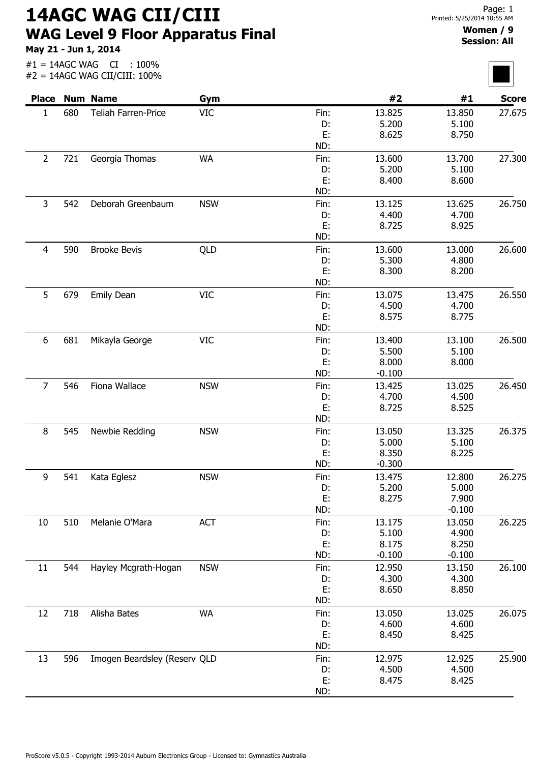# 14AGC WAG CII/CIII

## WAG Level 9 Floor Apparatus Final

**May 21 - Jun 1, 2014**

**Women / 9**
**Session: All**

#1 = 14AGC WAG CI : 100%
#2 = 14AGC WAG CII/CIII: 100%

| Place | Num | Name | Gym | | #2 | #1 | Score |
|---|---|---|---|---|---|---|---|
| 1 | 680 | Teliah Farren-Price | VIC | Fin: | 13.825 | 13.850 | 27.675 |
| | | | | D: | 5.200 | 5.100 | |
| | | | | E: | 8.625 | 8.750 | |
| | | | | ND: | | | |
| 2 | 721 | Georgia Thomas | WA | Fin: | 13.600 | 13.700 | 27.300 |
| | | | | D: | 5.200 | 5.100 | |
| | | | | E: | 8.400 | 8.600 | |
| | | | | ND: | | | |
| 3 | 542 | Deborah Greenbaum | NSW | Fin: | 13.125 | 13.625 | 26.750 |
| | | | | D: | 4.400 | 4.700 | |
| | | | | E: | 8.725 | 8.925 | |
| | | | | ND: | | | |
| 4 | 590 | Brooke Bevis | QLD | Fin: | 13.600 | 13.000 | 26.600 |
| | | | | D: | 5.300 | 4.800 | |
| | | | | E: | 8.300 | 8.200 | |
| | | | | ND: | | | |
| 5 | 679 | Emily Dean | VIC | Fin: | 13.075 | 13.475 | 26.550 |
| | | | | D: | 4.500 | 4.700 | |
| | | | | E: | 8.575 | 8.775 | |
| | | | | ND: | | | |
| 6 | 681 | Mikayla George | VIC | Fin: | 13.400 | 13.100 | 26.500 |
| | | | | D: | 5.500 | 5.100 | |
| | | | | E: | 8.000 | 8.000 | |
| | | | | ND: | -0.100 | | |
| 7 | 546 | Fiona Wallace | NSW | Fin: | 13.425 | 13.025 | 26.450 |
| | | | | D: | 4.700 | 4.500 | |
| | | | | E: | 8.725 | 8.525 | |
| | | | | ND: | | | |
| 8 | 545 | Newbie Redding | NSW | Fin: | 13.050 | 13.325 | 26.375 |
| | | | | D: | 5.000 | 5.100 | |
| | | | | E: | 8.350 | 8.225 | |
| | | | | ND: | -0.300 | | |
| 9 | 541 | Kata Eglesz | NSW | Fin: | 13.475 | 12.800 | 26.275 |
| | | | | D: | 5.200 | 5.000 | |
| | | | | E: | 8.275 | 7.900 | |
| | | | | ND: | | -0.100 | |
| 10 | 510 | Melanie O'Mara | ACT | Fin: | 13.175 | 13.050 | 26.225 |
| | | | | D: | 5.100 | 4.900 | |
| | | | | E: | 8.175 | 8.250 | |
| | | | | ND: | -0.100 | -0.100 | |
| 11 | 544 | Hayley Mcgrath-Hogan | NSW | Fin: | 12.950 | 13.150 | 26.100 |
| | | | | D: | 4.300 | 4.300 | |
| | | | | E: | 8.650 | 8.850 | |
| | | | | ND: | | | |
| 12 | 718 | Alisha Bates | WA | Fin: | 13.050 | 13.025 | 26.075 |
| | | | | D: | 4.600 | 4.600 | |
| | | | | E: | 8.450 | 8.425 | |
| | | | | ND: | | | |
| 13 | 596 | Imogen Beardsley (Reserv | QLD | Fin: | 12.975 | 12.925 | 25.900 |
| | | | | D: | 4.500 | 4.500 | |
| | | | | E: | 8.475 | 8.425 | |
| | | | | ND: | | | |

ProScore v5.0.5 - Copyright 1993-2014 Auburn Electronics Group - Licensed to: Gymnastics Australia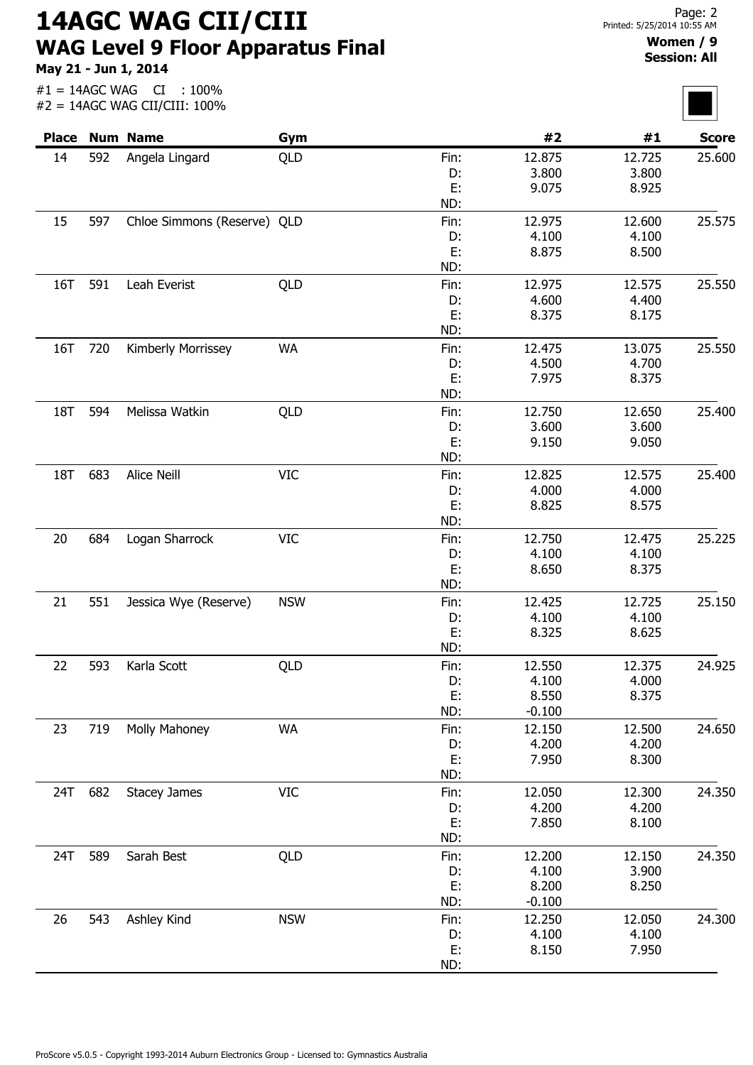# 14AGC WAG CII/CIII

## WAG Level 9 Floor Apparatus Final

**May 21 - Jun 1, 2014**

**Women / 9**
**Session: All**

#1 = 14AGC WAG CI : 100%
#2 = 14AGC WAG CII/CIII: 100%

| Place | Num | Name | Gym | | #2 | #1 | Score |
|---|---|---|---|---|---|---|---|
| 14 | 592 | Angela Lingard | QLD | Fin: | 12.875 | 12.725 | 25.600 |
| | | | | D: | 3.800 | 3.800 | |
| | | | | E: | 9.075 | 8.925 | |
| | | | | ND: | | | |
| 15 | 597 | Chloe Simmons (Reserve) | QLD | Fin: | 12.975 | 12.600 | 25.575 |
| | | | | D: | 4.100 | 4.100 | |
| | | | | E: | 8.875 | 8.500 | |
| | | | | ND: | | | |
| 16T | 591 | Leah Everist | QLD | Fin: | 12.975 | 12.575 | 25.550 |
| | | | | D: | 4.600 | 4.400 | |
| | | | | E: | 8.375 | 8.175 | |
| | | | | ND: | | | |
| 16T | 720 | Kimberly Morrissey | WA | Fin: | 12.475 | 13.075 | 25.550 |
| | | | | D: | 4.500 | 4.700 | |
| | | | | E: | 7.975 | 8.375 | |
| | | | | ND: | | | |
| 18T | 594 | Melissa Watkin | QLD | Fin: | 12.750 | 12.650 | 25.400 |
| | | | | D: | 3.600 | 3.600 | |
| | | | | E: | 9.150 | 9.050 | |
| | | | | ND: | | | |
| 18T | 683 | Alice Neill | VIC | Fin: | 12.825 | 12.575 | 25.400 |
| | | | | D: | 4.000 | 4.000 | |
| | | | | E: | 8.825 | 8.575 | |
| | | | | ND: | | | |
| 20 | 684 | Logan Sharrock | VIC | Fin: | 12.750 | 12.475 | 25.225 |
| | | | | D: | 4.100 | 4.100 | |
| | | | | E: | 8.650 | 8.375 | |
| | | | | ND: | | | |
| 21 | 551 | Jessica Wye (Reserve) | NSW | Fin: | 12.425 | 12.725 | 25.150 |
| | | | | D: | 4.100 | 4.100 | |
| | | | | E: | 8.325 | 8.625 | |
| | | | | ND: | | | |
| 22 | 593 | Karla Scott | QLD | Fin: | 12.550 | 12.375 | 24.925 |
| | | | | D: | 4.100 | 4.000 | |
| | | | | E: | 8.550 | 8.375 | |
| | | | | ND: | -0.100 | | |
| 23 | 719 | Molly Mahoney | WA | Fin: | 12.150 | 12.500 | 24.650 |
| | | | | D: | 4.200 | 4.200 | |
| | | | | E: | 7.950 | 8.300 | |
| | | | | ND: | | | |
| 24T | 682 | Stacey James | VIC | Fin: | 12.050 | 12.300 | 24.350 |
| | | | | D: | 4.200 | 4.200 | |
| | | | | E: | 7.850 | 8.100 | |
| | | | | ND: | | | |
| 24T | 589 | Sarah Best | QLD | Fin: | 12.200 | 12.150 | 24.350 |
| | | | | D: | 4.100 | 3.900 | |
| | | | | E: | 8.200 | 8.250 | |
| | | | | ND: | -0.100 | | |
| 26 | 543 | Ashley Kind | NSW | Fin: | 12.250 | 12.050 | 24.300 |
| | | | | D: | 4.100 | 4.100 | |
| | | | | E: | 8.150 | 7.950 | |
| | | | | ND: | | | |

ProScore v5.0.5 - Copyright 1993-2014 Auburn Electronics Group - Licensed to: Gymnastics Australia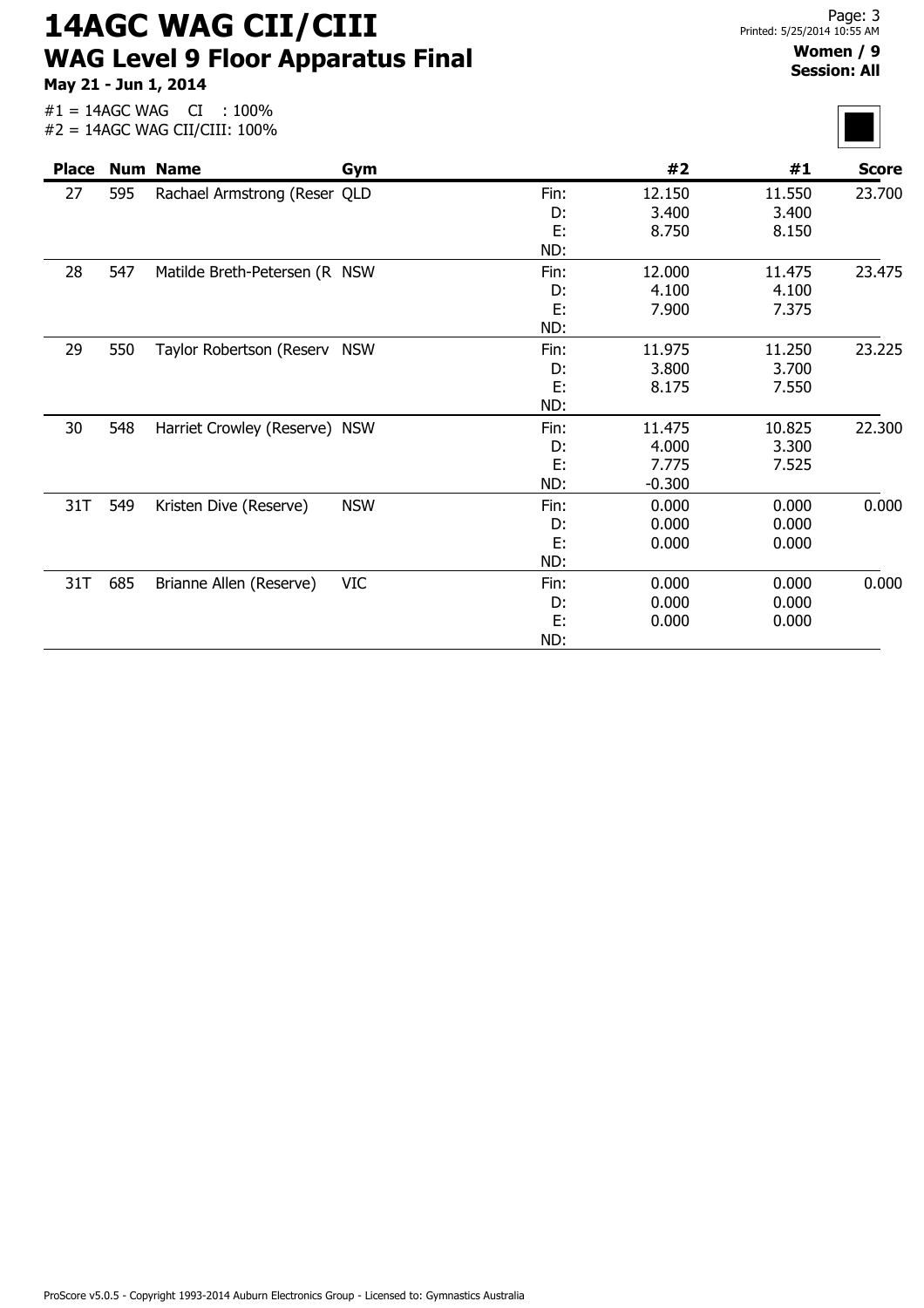# 14AGC WAG CII/CIII

## WAG Level 9 Floor Apparatus Final

**May 21 - Jun 1, 2014**

**Women / 9**
**Session: All**

#1 = 14AGC WAG CI : 100%
#2 = 14AGC WAG CII/CIII: 100%

| Place | Num | Name | Gym | | #2 | #1 | Score |
|---|---|---|---|---|---|---|---|
| 27 | 595 | Rachael Armstrong (Reser | QLD | Fin: | 12.150 | 11.550 | 23.700 |
| | | | | D: | 3.400 | 3.400 | |
| | | | | E: | 8.750 | 8.150 | |
| | | | | ND: | | | |
| 28 | 547 | Matilde Breth-Petersen (R | NSW | Fin: | 12.000 | 11.475 | 23.475 |
| | | | | D: | 4.100 | 4.100 | |
| | | | | E: | 7.900 | 7.375 | |
| | | | | ND: | | | |
| 29 | 550 | Taylor Robertson (Reserv | NSW | Fin: | 11.975 | 11.250 | 23.225 |
| | | | | D: | 3.800 | 3.700 | |
| | | | | E: | 8.175 | 7.550 | |
| | | | | ND: | | | |
| 30 | 548 | Harriet Crowley (Reserve) | NSW | Fin: | 11.475 | 10.825 | 22.300 |
| | | | | D: | 4.000 | 3.300 | |
| | | | | E: | 7.775 | 7.525 | |
| | | | | ND: | -0.300 | | |
| 31T | 549 | Kristen Dive (Reserve) | NSW | Fin: | 0.000 | 0.000 | 0.000 |
| | | | | D: | 0.000 | 0.000 | |
| | | | | E: | 0.000 | 0.000 | |
| | | | | ND: | | | |
| 31T | 685 | Brianne Allen (Reserve) | VIC | Fin: | 0.000 | 0.000 | 0.000 |
| | | | | D: | 0.000 | 0.000 | |
| | | | | E: | 0.000 | 0.000 | |
| | | | | ND: | | | |

ProScore v5.0.5 - Copyright 1993-2014 Auburn Electronics Group - Licensed to: Gymnastics Australia